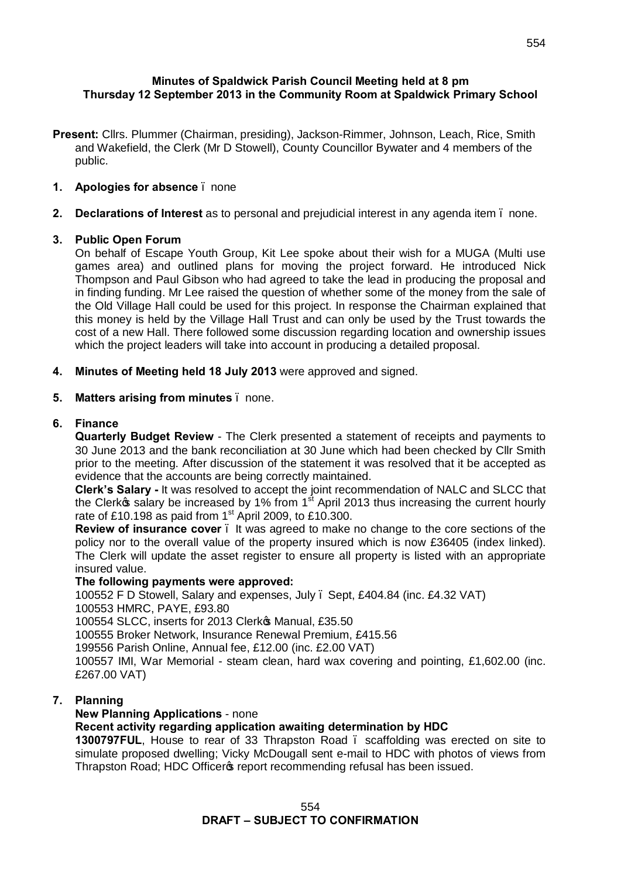**Minutes of Spaldwick Parish Council Meeting held at 8 pm**
**Thursday 12 September 2013 in the Community Room at Spaldwick Primary School**

**Present:** Cllrs. Plummer (Chairman, presiding), Jackson-Rimmer, Johnson, Leach, Rice, Smith and Wakefield, the Clerk (Mr D Stowell), County Councillor Bywater and 4 members of the public.

1. **Apologies for absence** – none

2. **Declarations of Interest** as to personal and prejudicial interest in any agenda item – none.

3. **Public Open Forum**
   On behalf of Escape Youth Group, Kit Lee spoke about their wish for a MUGA (Multi use games area) and outlined plans for moving the project forward. He introduced Nick Thompson and Paul Gibson who had agreed to take the lead in producing the proposal and in finding funding. Mr Lee raised the question of whether some of the money from the sale of the Old Village Hall could be used for this project. In response the Chairman explained that this money is held by the Village Hall Trust and can only be used by the Trust towards the cost of a new Hall. There followed some discussion regarding location and ownership issues which the project leaders will take into account in producing a detailed proposal.

4. **Minutes of Meeting held 18 July 2013** were approved and signed.

5. **Matters arising from minutes** – none.

6. **Finance**
   **Quarterly Budget Review** - The Clerk presented a statement of receipts and payments to 30 June 2013 and the bank reconciliation at 30 June which had been checked by Cllr Smith prior to the meeting. After discussion of the statement it was resolved that it be accepted as evidence that the accounts are being correctly maintained.
   **Clerk's Salary -** It was resolved to accept the joint recommendation of NALC and SLCC that the Clerk's salary be increased by 1% from 1st April 2013 thus increasing the current hourly rate of £10.198 as paid from 1st April 2009, to £10.300.
   **Review of insurance cover** – It was agreed to make no change to the core sections of the policy nor to the overall value of the property insured which is now £36405 (index linked). The Clerk will update the asset register to ensure all property is listed with an appropriate insured value.
   **The following payments were approved:**
   100552 F D Stowell, Salary and expenses, July – Sept, £404.84 (inc. £4.32 VAT)
   100553 HMRC, PAYE, £93.80
   100554 SLCC, inserts for 2013 Clerk's Manual, £35.50
   100555 Broker Network, Insurance Renewal Premium, £415.56
   199556 Parish Online, Annual fee, £12.00 (inc. £2.00 VAT)
   100557 IMI, War Memorial - steam clean, hard wax covering and pointing, £1,602.00 (inc. £267.00 VAT)

7. **Planning**
   **New Planning Applications** - none
   **Recent activity regarding application awaiting determination by HDC**
   **1300797FUL**, House to rear of 33 Thrapston Road – scaffolding was erected on site to simulate proposed dwelling; Vicky McDougall sent e-mail to HDC with photos of views from Thrapston Road; HDC Officer's report recommending refusal has been issued.

**DRAFT – SUBJECT TO CONFIRMATION**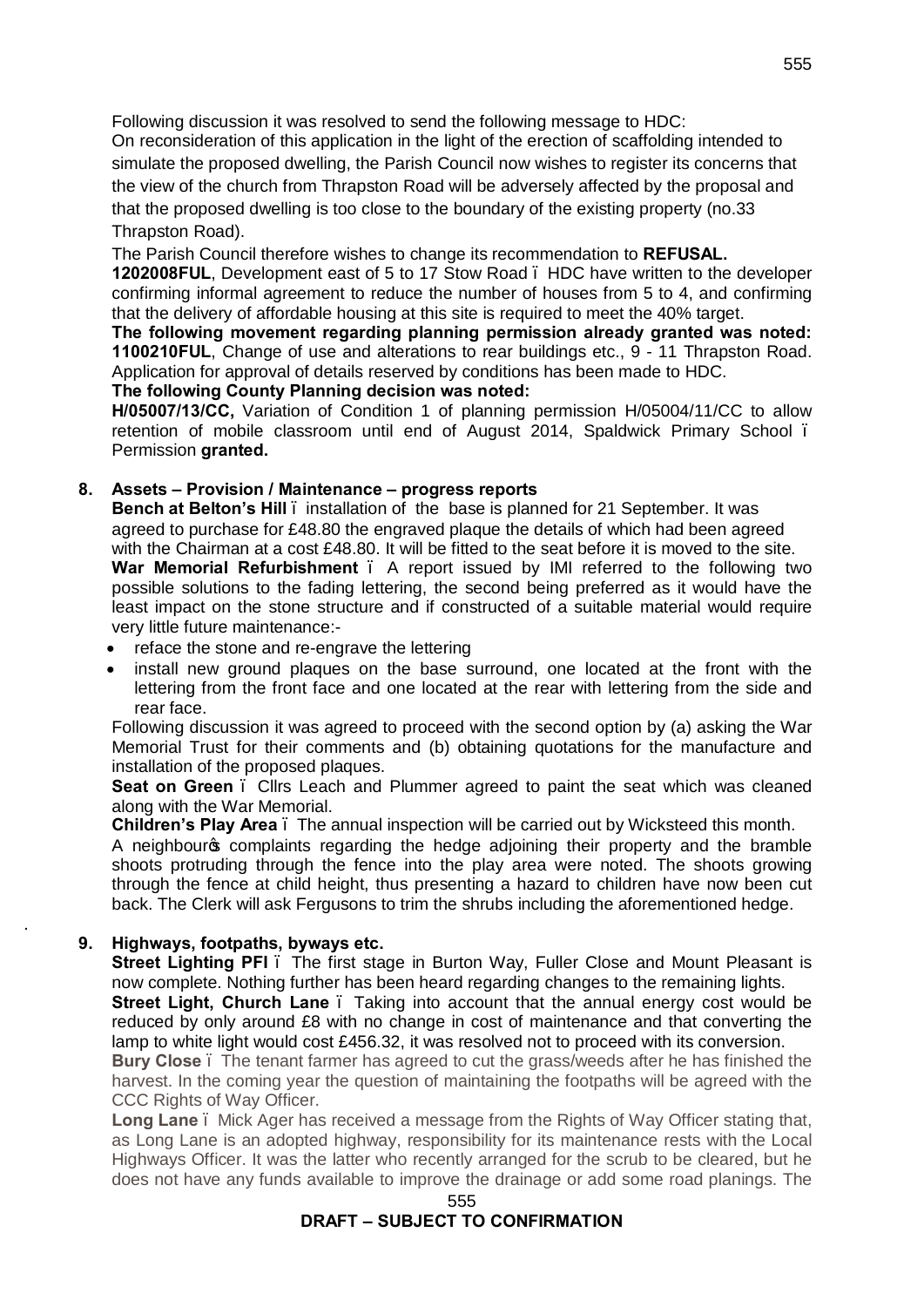Following discussion it was resolved to send the following message to HDC:

On reconsideration of this application in the light of the erection of scaffolding intended to simulate the proposed dwelling, the Parish Council now wishes to register its concerns that the view of the church from Thrapston Road will be adversely affected by the proposal and that the proposed dwelling is too close to the boundary of the existing property (no.33 Thrapston Road).

The Parish Council therefore wishes to change its recommendation to **REFUSAL.**

**1202008FUL**, Development east of 5 to 17 Stow Road – HDC have written to the developer confirming informal agreement to reduce the number of houses from 5 to 4, and confirming that the delivery of affordable housing at this site is required to meet the 40% target.

**The following movement regarding planning permission already granted was noted:**
**1100210FUL**, Change of use and alterations to rear buildings etc., 9 - 11 Thrapston Road. Application for approval of details reserved by conditions has been made to HDC.

**The following County Planning decision was noted:**
**H/05007/13/CC,** Variation of Condition 1 of planning permission H/05004/11/CC to allow retention of mobile classroom until end of August 2014, Spaldwick Primary School – Permission **granted.**

**8. Assets – Provision / Maintenance – progress reports**

**Bench at Belton's Hill** – installation of the base is planned for 21 September. It was agreed to purchase for £48.80 the engraved plaque the details of which had been agreed with the Chairman at a cost £48.80. It will be fitted to the seat before it is moved to the site.

**War Memorial Refurbishment** – A report issued by IMI referred to the following two possible solutions to the fading lettering, the second being preferred as it would have the least impact on the stone structure and if constructed of a suitable material would require very little future maintenance:-

- reface the stone and re-engrave the lettering
- install new ground plaques on the base surround, one located at the front with the lettering from the front face and one located at the rear with lettering from the side and rear face.

Following discussion it was agreed to proceed with the second option by (a) asking the War Memorial Trust for their comments and (b) obtaining quotations for the manufacture and installation of the proposed plaques.

**Seat on Green** – Cllrs Leach and Plummer agreed to paint the seat which was cleaned along with the War Memorial.

**Children's Play Area** – The annual inspection will be carried out by Wicksteed this month.

A neighbour's complaints regarding the hedge adjoining their property and the bramble shoots protruding through the fence into the play area were noted. The shoots growing through the fence at child height, thus presenting a hazard to children have now been cut back. The Clerk will ask Fergusons to trim the shrubs including the aforementioned hedge.

**9. Highways, footpaths, byways etc.**

**Street Lighting PFI** – The first stage in Burton Way, Fuller Close and Mount Pleasant is now complete. Nothing further has been heard regarding changes to the remaining lights.

**Street Light, Church Lane** – Taking into account that the annual energy cost would be reduced by only around £8 with no change in cost of maintenance and that converting the lamp to white light would cost £456.32, it was resolved not to proceed with its conversion.

**Bury Close** – The tenant farmer has agreed to cut the grass/weeds after he has finished the harvest. In the coming year the question of maintaining the footpaths will be agreed with the CCC Rights of Way Officer.

**Long Lane** – Mick Ager has received a message from the Rights of Way Officer stating that, as Long Lane is an adopted highway, responsibility for its maintenance rests with the Local Highways Officer. It was the latter who recently arranged for the scrub to be cleared, but he does not have any funds available to improve the drainage or add some road planings. The

**DRAFT – SUBJECT TO CONFIRMATION**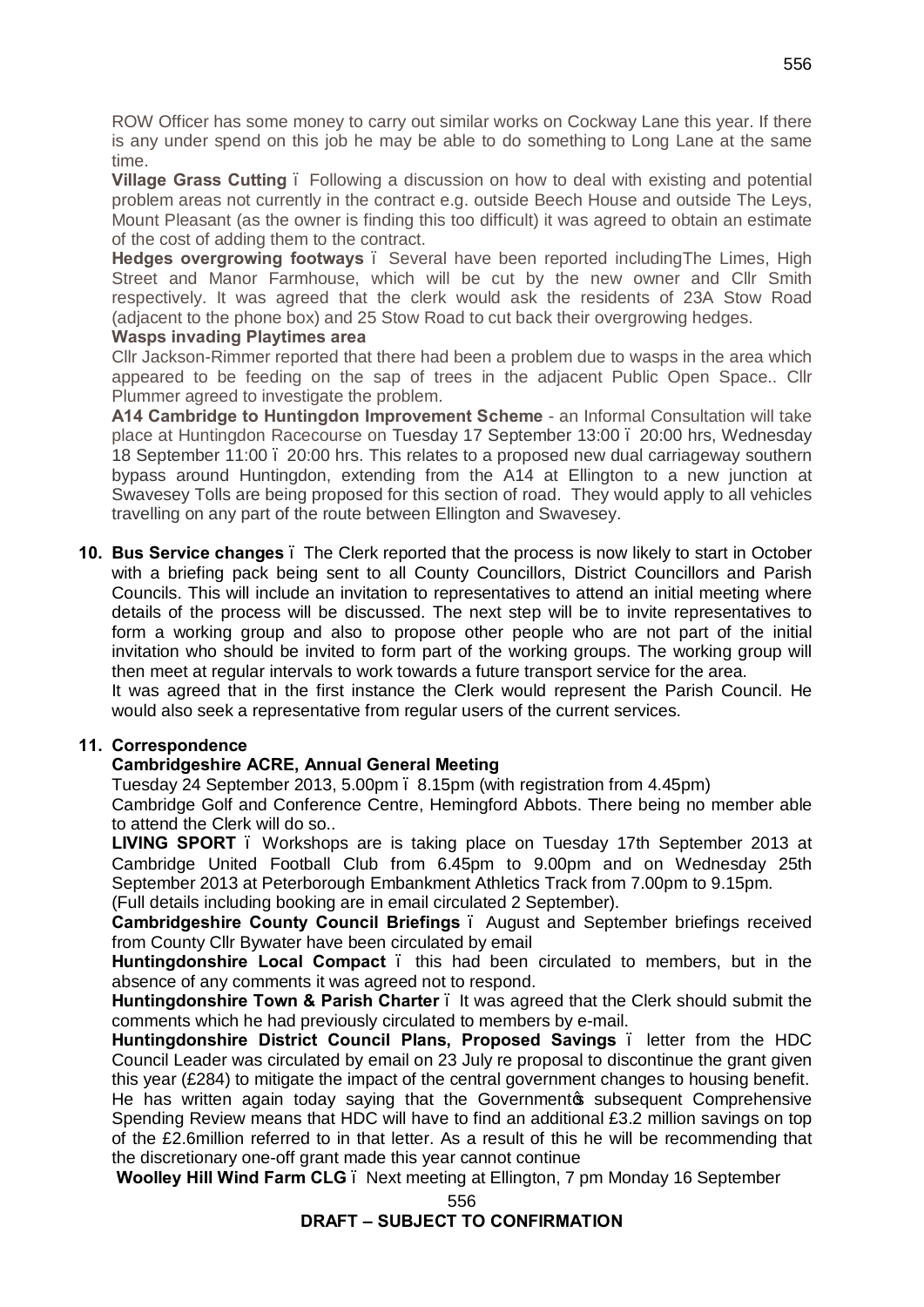ROW Officer has some money to carry out similar works on Cockway Lane this year. If there is any under spend on this job he may be able to do something to Long Lane at the same time.

**Village Grass Cutting** – Following a discussion on how to deal with existing and potential problem areas not currently in the contract e.g. outside Beech House and outside The Leys, Mount Pleasant (as the owner is finding this too difficult) it was agreed to obtain an estimate of the cost of adding them to the contract.

**Hedges overgrowing footways** – Several have been reported includingThe Limes, High Street and Manor Farmhouse, which will be cut by the new owner and Cllr Smith respectively. It was agreed that the clerk would ask the residents of 23A Stow Road (adjacent to the phone box) and 25 Stow Road to cut back their overgrowing hedges.

**Wasps invading Playtimes area**

Cllr Jackson-Rimmer reported that there had been a problem due to wasps in the area which appeared to be feeding on the sap of trees in the adjacent Public Open Space.. Cllr Plummer agreed to investigate the problem.

**A14 Cambridge to Huntingdon Improvement Scheme** - an Informal Consultation will take place at Huntingdon Racecourse on Tuesday 17 September 13:00 – 20:00 hrs, Wednesday 18 September 11:00 – 20:00 hrs. This relates to a proposed new dual carriageway southern bypass around Huntingdon, extending from the A14 at Ellington to a new junction at Swavesey Tolls are being proposed for this section of road. They would apply to all vehicles travelling on any part of the route between Ellington and Swavesey.

**10. Bus Service changes** – The Clerk reported that the process is now likely to start in October with a briefing pack being sent to all County Councillors, District Councillors and Parish Councils. This will include an invitation to representatives to attend an initial meeting where details of the process will be discussed. The next step will be to invite representatives to form a working group and also to propose other people who are not part of the initial invitation who should be invited to form part of the working groups. The working group will then meet at regular intervals to work towards a future transport service for the area.

It was agreed that in the first instance the Clerk would represent the Parish Council. He would also seek a representative from regular users of the current services.

**11. Correspondence**

**Cambridgeshire ACRE, Annual General Meeting**

Tuesday 24 September 2013, 5.00pm – 8.15pm (with registration from 4.45pm)

Cambridge Golf and Conference Centre, Hemingford Abbots. There being no member able to attend the Clerk will do so..

**LIVING SPORT** – Workshops are is taking place on Tuesday 17th September 2013 at Cambridge United Football Club from 6.45pm to 9.00pm and on Wednesday 25th September 2013 at Peterborough Embankment Athletics Track from 7.00pm to 9.15pm.

(Full details including booking are in email circulated 2 September).

**Cambridgeshire County Council Briefings** – August and September briefings received from County Cllr Bywater have been circulated by email

**Huntingdonshire Local Compact** – this had been circulated to members, but in the absence of any comments it was agreed not to respond.

**Huntingdonshire Town & Parish Charter** – It was agreed that the Clerk should submit the comments which he had previously circulated to members by e-mail.

**Huntingdonshire District Council Plans, Proposed Savings** – letter from the HDC Council Leader was circulated by email on 23 July re proposal to discontinue the grant given this year (£284) to mitigate the impact of the central government changes to housing benefit.

He has written again today saying that the Government's subsequent Comprehensive Spending Review means that HDC will have to find an additional £3.2 million savings on top of the £2.6million referred to in that letter. As a result of this he will be recommending that the discretionary one-off grant made this year cannot continue

**Woolley Hill Wind Farm CLG** – Next meeting at Ellington, 7 pm Monday 16 September

**DRAFT – SUBJECT TO CONFIRMATION**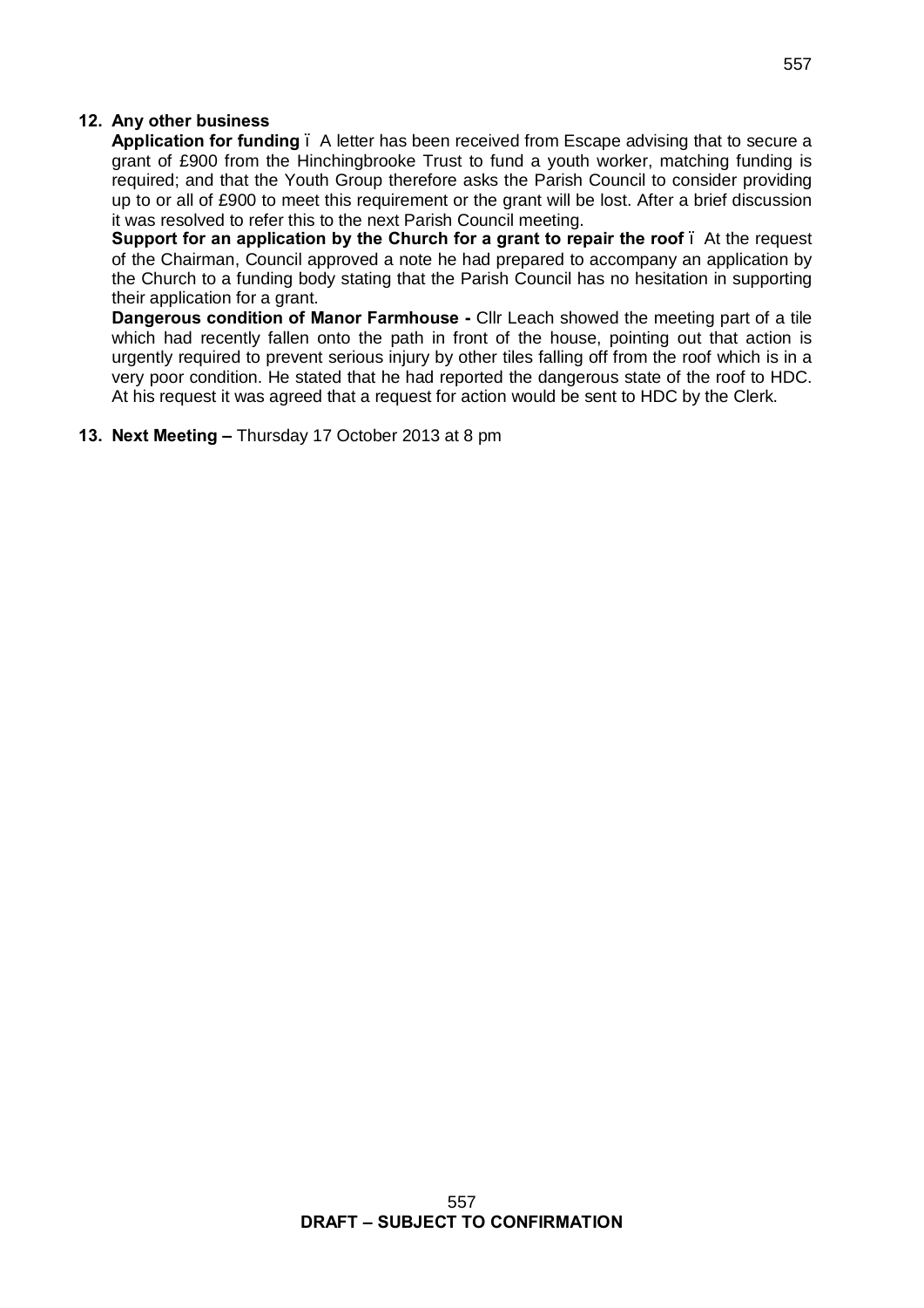12. **Any other business**

    **Application for funding** ї A letter has been received from Escape advising that to secure a grant of £900 from the Hinchingbrooke Trust to fund a youth worker, matching funding is required; and that the Youth Group therefore asks the Parish Council to consider providing up to or all of £900 to meet this requirement or the grant will be lost. After a brief discussion it was resolved to refer this to the next Parish Council meeting.

    **Support for an application by the Church for a grant to repair the roof** ї At the request of the Chairman, Council approved a note he had prepared to accompany an application by the Church to a funding body stating that the Parish Council has no hesitation in supporting their application for a grant.

    **Dangerous condition of Manor Farmhouse -** Cllr Leach showed the meeting part of a tile which had recently fallen onto the path in front of the house, pointing out that action is urgently required to prevent serious injury by other tiles falling off from the roof which is in a very poor condition. He stated that he had reported the dangerous state of the roof to HDC. At his request it was agreed that a request for action would be sent to HDC by the Clerk.

13. **Next Meeting –** Thursday 17 October 2013 at 8 pm

**DRAFT – SUBJECT TO CONFIRMATION**